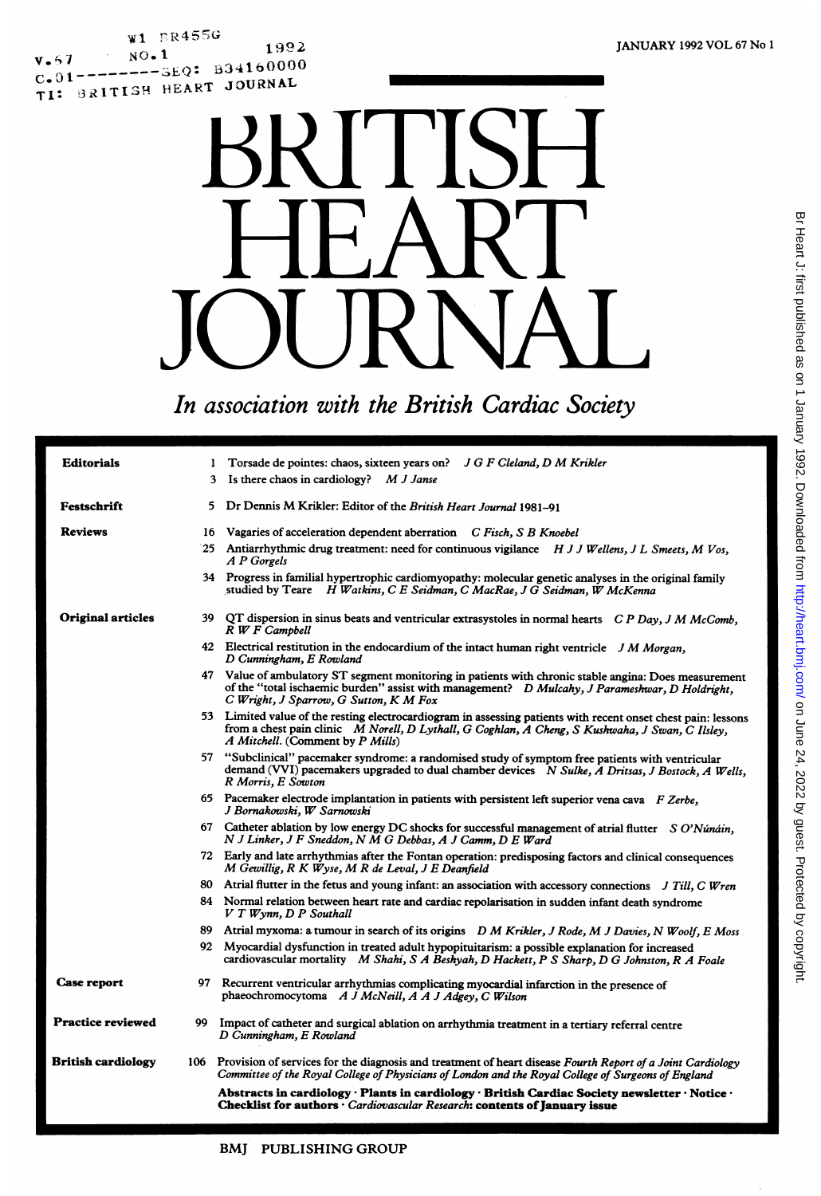# BRITISH HEART JOURNAL

*In association with the British Cardiac Society*

JANUARY 1992 VOL 67 No 1

| | | |
|---|---|---|
| **Editorials** | 1 | Torsade de pointes: chaos, sixteen years on? *J G F Cleland, D M Krikler* |
| | 3 | Is there chaos in cardiology? *M J Janse* |
| **Festschrift** | 5 | Dr Dennis M Krikler: Editor of the *British Heart Journal* 1981–91 |
| **Reviews** | 16 | Vagaries of acceleration dependent aberration *C Fisch, S B Knoebel* |
| | 25 | Antiarrhythmic drug treatment: need for continuous vigilance *H J J Wellens, J L Smeets, M Vos, A P Gorgels* |
| | 34 | Progress in familial hypertrophic cardiomyopathy: molecular genetic analyses in the original family studied by Teare *H Watkins, C E Seidman, C MacRae, J G Seidman, W McKenna* |
| **Original articles** | 39 | QT dispersion in sinus beats and ventricular extrasystoles in normal hearts *C P Day, J M McComb, R W F Campbell* |
| | 42 | Electrical restitution in the endocardium of the intact human right ventricle *J M Morgan, D Cunningham, E Rowland* |
| | 47 | Value of ambulatory ST segment monitoring in patients with chronic stable angina: Does measurement of the "total ischaemic burden" assist with management? *D Mulcahy, J Parameshwar, D Holdright, C Wright, J Sparrow, G Sutton, K M Fox* |
| | 53 | Limited value of the resting electrocardiogram in assessing patients with recent onset chest pain: lessons from a chest pain clinic *M Norell, D Lythall, G Coghlan, A Cheng, S Kushwaha, J Swan, C Ilsley, A Mitchell.* (Comment by *P Mills*) |
| | 57 | "Subclinical" pacemaker syndrome: a randomised study of symptom free patients with ventricular demand (VVI) pacemakers upgraded to dual chamber devices *N Sulke, A Dritsas, J Bostock, A Wells, R Morris, E Sowton* |
| | 65 | Pacemaker electrode implantation in patients with persistent left superior vena cava *F Zerbe, J Bornakowski, W Sarnowski* |
| | 67 | Catheter ablation by low energy DC shocks for successful management of atrial flutter *S O'Nunáin, N J Linker, J F Sneddon, N M G Debbas, A J Camm, D E Ward* |
| | 72 | Early and late arrhythmias after the Fontan operation: predisposing factors and clinical consequences *M Gewillig, R K Wyse, M R de Leval, J E Deanfield* |
| | 80 | Atrial flutter in the fetus and young infant: an association with accessory connections *J Till, C Wren* |
| | 84 | Normal relation between heart rate and cardiac repolarisation in sudden infant death syndrome *V T Wynn, D P Southall* |
| | 89 | Atrial myxoma: a tumour in search of its origins *D M Krikler, J Rode, M J Davies, N Woolf, E Moss* |
| | 92 | Myocardial dysfunction in treated adult hypopituitarism: a possible explanation for increased cardiovascular mortality *M Shahi, S A Beshyah, D Hackett, P S Sharp, D G Johnston, R A Foale* |
| **Case report** | 97 | Recurrent ventricular arrhythmias complicating myocardial infarction in the presence of phaeochromocytoma *A J McNeill, A A J Adgey, C Wilson* |
| **Practice reviewed** | 99 | Impact of catheter and surgical ablation on arrhythmia treatment in a tertiary referral centre *D Cunningham, E Rowland* |
| **British cardiology** | 106 | Provision of services for the diagnosis and treatment of heart disease *Fourth Report of a Joint Cardiology Committee of the Royal College of Physicians of London and the Royal College of Surgeons of England* |

**Abstracts in cardiology · Plants in cardiology · British Cardiac Society newsletter · Notice · Checklist for authors ·** ***Cardiovascular Research*****: contents of January issue**

BMJ PUBLISHING GROUP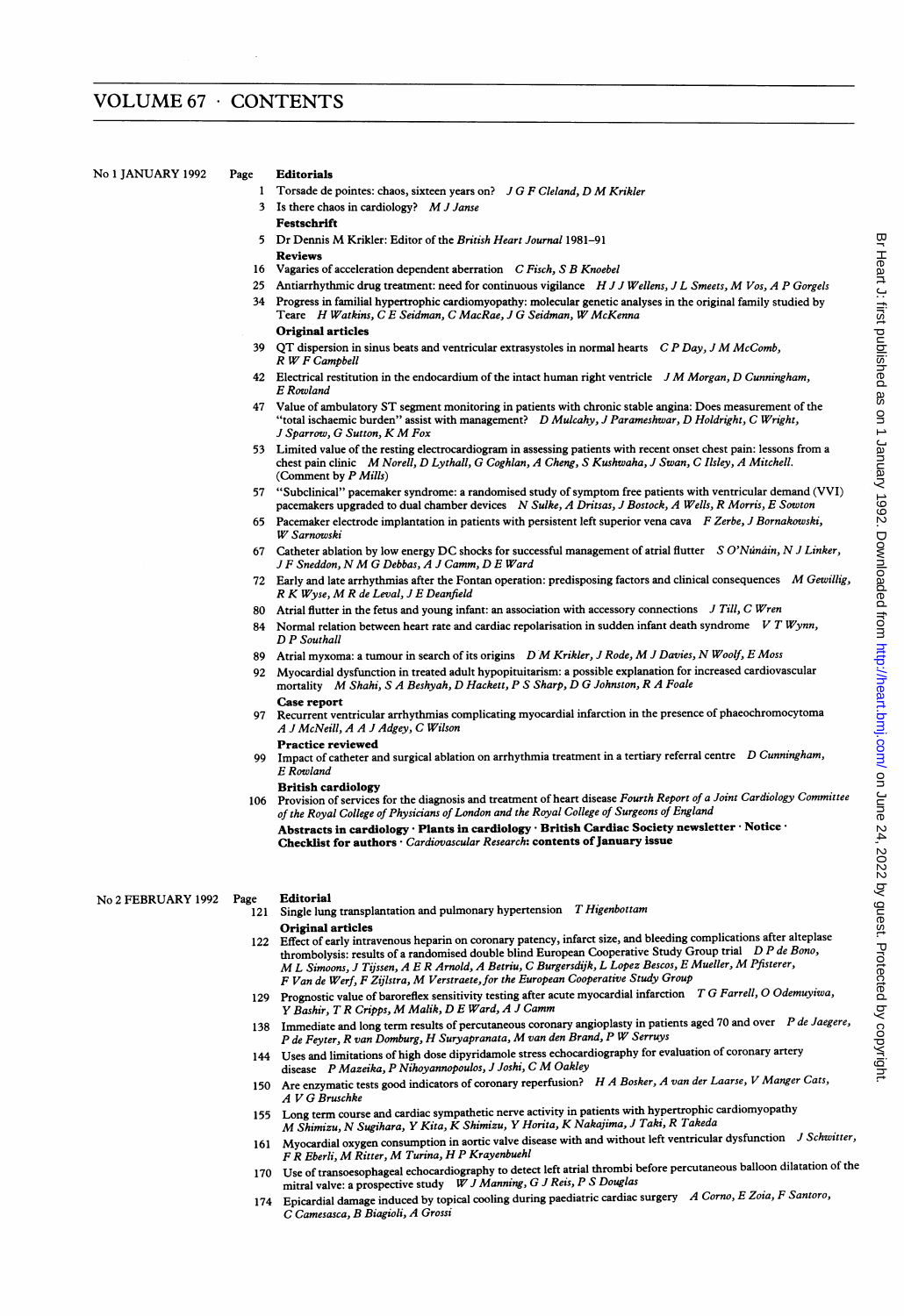# VOLUME 67 · CONTENTS

## No 1 JANUARY 1992

Page

**Editorials**

1 Torsade de pointes: chaos, sixteen years on? *J G F Cleland, D M Krikler*

3 Is there chaos in cardiology? *M J Janse*

**Festschrift**

5 Dr Dennis M Krikler: Editor of the *British Heart Journal* 1981–91

**Reviews**

16 Vagaries of acceleration dependent aberration *C Fisch, S B Knoebel*

25 Antiarrhythmic drug treatment: need for continuous vigilance *H J J Wellens, J L Smeets, M Vos, A P Gorgels*

34 Progress in familial hypertrophic cardiomyopathy: molecular genetic analyses in the original family studied by Teare *H Watkins, C E Seidman, C MacRae, J G Seidman, W McKenna*

**Original articles**

39 QT dispersion in sinus beats and ventricular extrasystoles in normal hearts *C P Day, J M McComb, R W F Campbell*

42 Electrical restitution in the endocardium of the intact human right ventricle *J M Morgan, D Cunningham, E Rowland*

47 Value of ambulatory ST segment monitoring in patients with chronic stable angina: Does measurement of the "total ischaemic burden" assist with management? *D Mulcahy, J Parameshwar, D Holdright, C Wright, J Sparrow, G Sutton, K M Fox*

53 Limited value of the resting electrocardiogram in assessing patients with recent onset chest pain: lessons from a chest pain clinic *M Norell, D Lythall, G Coghlan, A Cheng, S Kushwaha, J Swan, C Ilsley, A Mitchell.* (Comment by *P Mills*)

57 "Subclinical" pacemaker syndrome: a randomised study of symptom free patients with ventricular demand (VVI) pacemakers upgraded to dual chamber devices *N Sulke, A Dritsas, J Bostock, A Wells, R Morris, E Sowton*

65 Pacemaker electrode implantation in patients with persistent left superior vena cava *F Zerbe, J Bornakowski, W Sarnowski*

67 Catheter ablation by low energy DC shocks for successful management of atrial flutter *S O'Núnáin, N J Linker, J F Sneddon, N M G Debbas, A J Camm, D E Ward*

72 Early and late arrhythmias after the Fontan operation: predisposing factors and clinical consequences *M Gewillig, R K Wyse, M R de Leval, J E Deanfield*

80 Atrial flutter in the fetus and young infant: an association with accessory connections *J Till, C Wren*

84 Normal relation between heart rate and cardiac repolarisation in sudden infant death syndrome *V T Wynn, D P Southall*

89 Atrial myxoma: a tumour in search of its origins *D M Krikler, J Rode, M J Davies, N Woolf, E Moss*

92 Myocardial dysfunction in treated adult hypopituitarism: a possible explanation for increased cardiovascular mortality *M Shahi, S A Beshyah, D Hackett, P S Sharp, D G Johnston, R A Foale*

**Case report**

97 Recurrent ventricular arrhythmias complicating myocardial infarction in the presence of phaeochromocytoma *A J McNeill, A A J Adgey, C Wilson*

**Practice reviewed**

99 Impact of catheter and surgical ablation on arrhythmia treatment in a tertiary referral centre *D Cunningham, E Rowland*

**British cardiology**

106 Provision of services for the diagnosis and treatment of heart disease *Fourth Report of a Joint Cardiology Committee of the Royal College of Physicians of London and the Royal College of Surgeons of England*

**Abstracts in cardiology · Plants in cardiology · British Cardiac Society newsletter · Notice · Checklist for authors ·** ***Cardiovascular Research*****: contents of January issue**

## No 2 FEBRUARY 1992

Page

**Editorial**

121 Single lung transplantation and pulmonary hypertension *T Higenbottam*

**Original articles**

122 Effect of early intravenous heparin on coronary patency, infarct size, and bleeding complications after alteplase thrombolysis: results of a randomised double blind European Cooperative Study Group trial *D P de Bono, M L Simoons, J Tijssen, A E R Arnold, A Betriu, C Burgersdijk, L Lopez Bescos, E Mueller, M Pfisterer, F Van de Werf, F Zijlstra, M Verstraete, for the European Cooperative Study Group*

129 Prognostic value of baroreflex sensitivity testing after acute myocardial infarction *T G Farrell, O Odemuyiwa, Y Bashir, T R Cripps, M Malik, D E Ward, A J Camm*

138 Immediate and long term results of percutaneous coronary angioplasty in patients aged 70 and over *P de Jaegere, P de Feyter, R van Domburg, H Suryapranata, M van den Brand, P W Serruys*

144 Uses and limitations of high dose dipyridamole stress echocardiography for evaluation of coronary artery disease *P Mazeika, P Nihoyannopoulos, J Joshi, C M Oakley*

150 Are enzymatic tests good indicators of coronary reperfusion? *H A Bosker, A van der Laarse, V Manger Cats, A V G Bruschke*

155 Long term course and cardiac sympathetic nerve activity in patients with hypertrophic cardiomyopathy *M Shimizu, N Sugihara, Y Kita, K Shimizu, Y Horita, K Nakajima, J Taki, R Takeda*

161 Myocardial oxygen consumption in aortic valve disease with and without left ventricular dysfunction *J Schwitter, F R Eberli, M Ritter, M Turina, H P Krayenbuehl*

170 Use of transoesophageal echocardiography to detect left atrial thrombi before percutaneous balloon dilatation of the mitral valve: a prospective study *W J Manning, G J Reis, P S Douglas*

174 Epicardial damage induced by topical cooling during paediatric cardiac surgery *A Corno, E Zoia, F Santoro, C Camesasca, B Biagioli, A Grossi*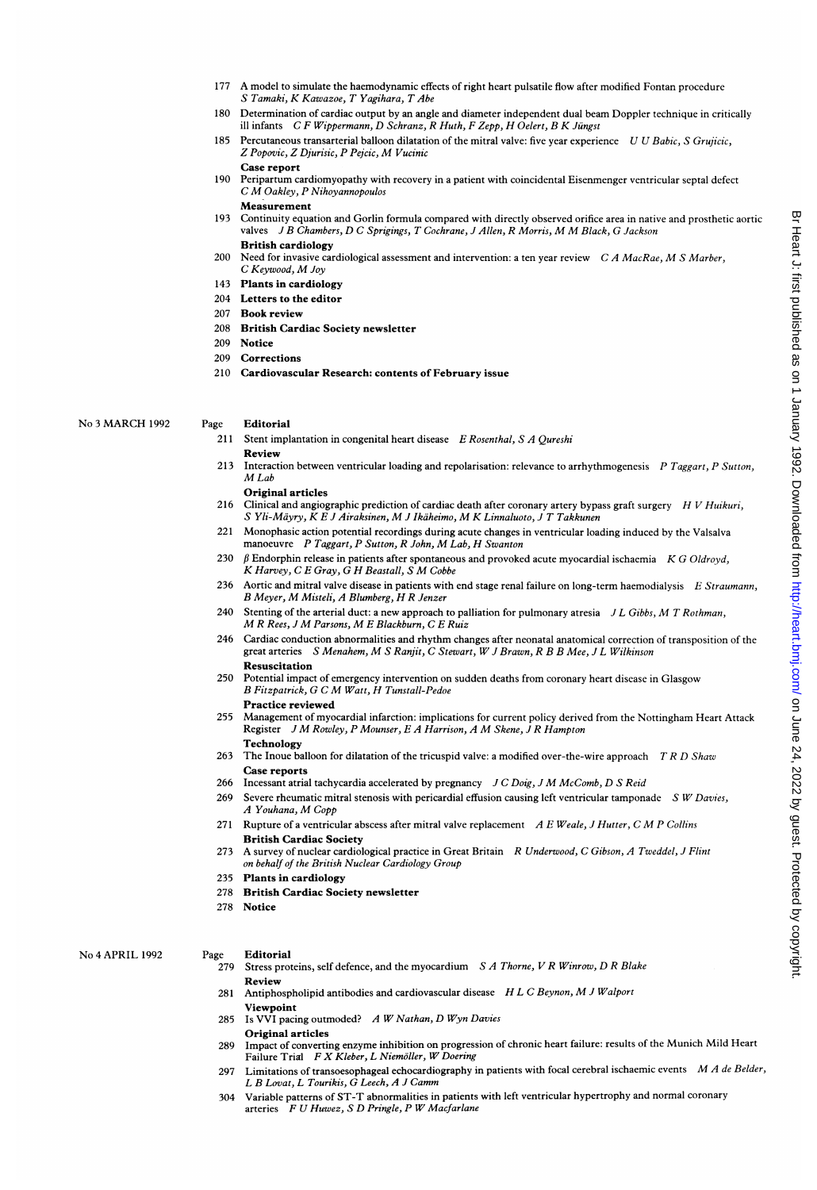177 A model to simulate the haemodynamic effects of right heart pulsatile flow after modified Fontan procedure *S Tamaki, K Kawazoe, T Yagihara, T Abe*

180 Determination of cardiac output by an angle and diameter independent dual beam Doppler technique in critically ill infants *C F Wippermann, D Schranz, R Huth, F Zepp, H Oelert, B K Jüngst*

185 Percutaneous transarterial balloon dilatation of the mitral valve: five year experience *U U Babic, S Grujicic, Z Popovic, Z Djurisic, P Pejcic, M Vucinic*

**Case report**

190 Peripartum cardiomyopathy with recovery in a patient with coincidental Eisenmenger ventricular septal defect *C M Oakley, P Nihoyannopoulos*

**Measurement**

193 Continuity equation and Gorlin formula compared with directly observed orifice area in native and prosthetic aortic valves *J B Chambers, D C Sprigings, T Cochrane, J Allen, R Morris, M M Black, G Jackson*

**British cardiology**

200 Need for invasive cardiological assessment and intervention: a ten year review *C A MacRae, M S Marber, C Keywood, M Joy*

143 **Plants in cardiology**

204 **Letters to the editor**

207 **Book review**

208 **British Cardiac Society newsletter**

209 **Notice**

209 **Corrections**

210 **Cardiovascular Research: contents of February issue**

## No 3 MARCH 1992

Page **Editorial**

211 Stent implantation in congenital heart disease *E Rosenthal, S A Qureshi*

**Review**

213 Interaction between ventricular loading and repolarisation: relevance to arrhythmogenesis *P Taggart, P Sutton, M Lab*

**Original articles**

216 Clinical and angiographic prediction of cardiac death after coronary artery bypass graft surgery *H V Huikuri, S Yli-Mäyry, K E J Airaksinen, M J Ikäheimo, M K Linnaluoto, J T Takkunen*

221 Monophasic action potential recordings during acute changes in ventricular loading induced by the Valsalva manoeuvre *P Taggart, P Sutton, R John, M Lab, H Swanton*

230 β Endorphin release in patients after spontaneous and provoked acute myocardial ischaemia *K G Oldroyd, K Harvey, C E Gray, G H Beastall, S M Cobbe*

236 Aortic and mitral valve disease in patients with end stage renal failure on long-term haemodialysis *E Straumann, B Meyer, M Misteli, A Blumberg, H R Jenzer*

240 Stenting of the arterial duct: a new approach to palliation for pulmonary atresia *J L Gibbs, M T Rothman, M R Rees, J M Parsons, M E Blackburn, C E Ruiz*

246 Cardiac conduction abnormalities and rhythm changes after neonatal anatomical correction of transposition of the great arteries *S Menahem, M S Ranjit, C Stewart, W J Brawn, R B B Mee, J L Wilkinson*

**Resuscitation**

250 Potential impact of emergency intervention on sudden deaths from coronary heart disease in Glasgow *B Fitzpatrick, G C M Watt, H Tunstall-Pedoe*

**Practice reviewed**

255 Management of myocardial infarction: implications for current policy derived from the Nottingham Heart Attack Register *J M Rowley, P Mounser, E A Harrison, A M Skene, J R Hampton*

**Technology**

263 The Inoue balloon for dilatation of the tricuspid valve: a modified over-the-wire approach *T R D Shaw*

**Case reports**

266 Incessant atrial tachycardia accelerated by pregnancy *J C Doig, J M McComb, D S Reid*

269 Severe rheumatic mitral stenosis with pericardial effusion causing left ventricular tamponade *S W Davies, A Youhana, M Copp*

271 Rupture of a ventricular abscess after mitral valve replacement *A E Weale, J Hutter, C M P Collins*

**British Cardiac Society**

273 A survey of nuclear cardiological practice in Great Britain *R Underwood, C Gibson, A Tweddel, J Flint on behalf of the British Nuclear Cardiology Group*

235 **Plants in cardiology**

278 **British Cardiac Society newsletter**

278 **Notice**

## No 4 APRIL 1992

Page **Editorial**

279 Stress proteins, self defence, and the myocardium *S A Thorne, V R Winrow, D R Blake*

**Review**

281 Antiphospholipid antibodies and cardiovascular disease *H L C Beynon, M J Walport*

**Viewpoint**

285 Is VVI pacing outmoded? *A W Nathan, D Wyn Davies*

**Original articles**

289 Impact of converting enzyme inhibition on progression of chronic heart failure: results of the Munich Mild Heart Failure Trial *F X Kleber, L Niemöller, W Doering*

297 Limitations of transoesophageal echocardiography in patients with focal cerebral ischaemic events *M A de Belder, L B Lovat, L Tourikis, G Leech, A J Camm*

304 Variable patterns of ST-T abnormalities in patients with left ventricular hypertrophy and normal coronary arteries *F U Huwez, S D Pringle, P W Macfarlane*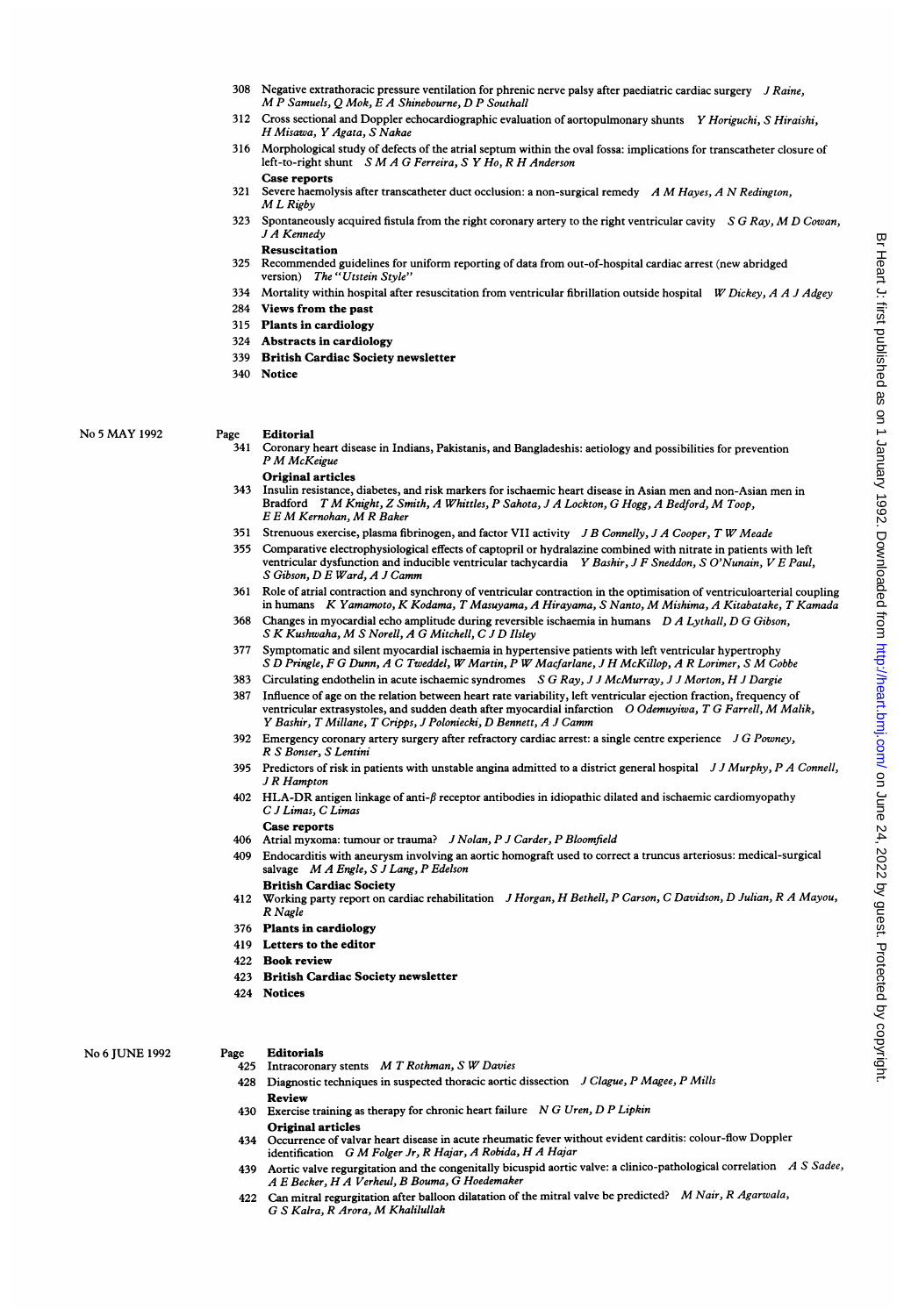308 Negative extrathoracic pressure ventilation for phrenic nerve palsy after paediatric cardiac surgery *J Raine, M P Samuels, Q Mok, E A Shinebourne, D P Southall*

312 Cross sectional and Doppler echocardiographic evaluation of aortopulmonary shunts *Y Horiguchi, S Hiraishi, H Misawa, Y Agata, S Nakae*

316 Morphological study of defects of the atrial septum within the oval fossa: implications for transcatheter closure of left-to-right shunt *S M A G Ferreira, S Y Ho, R H Anderson*

**Case reports**

321 Severe haemolysis after transcatheter duct occlusion: a non-surgical remedy *A M Hayes, A N Redington, M L Rigby*

323 Spontaneously acquired fistula from the right coronary artery to the right ventricular cavity *S G Ray, M D Cowan, J A Kennedy*

**Resuscitation**

325 Recommended guidelines for uniform reporting of data from out-of-hospital cardiac arrest (new abridged version) *The "Utstein Style"*

334 Mortality within hospital after resuscitation from ventricular fibrillation outside hospital *W Dickey, A A J Adgey*

284 **Views from the past**

315 **Plants in cardiology**

324 **Abstracts in cardiology**

339 **British Cardiac Society newsletter**

340 **Notice**

## No 5 MAY 1992

Page **Editorial**

341 Coronary heart disease in Indians, Pakistanis, and Bangladeshis: aetiology and possibilities for prevention *P M McKeigue*

**Original articles**

343 Insulin resistance, diabetes, and risk markers for ischaemic heart disease in Asian men and non-Asian men in Bradford *T M Knight, Z Smith, A Whittles, P Sahota, J A Lockton, G Hogg, A Bedford, M Toop, E E M Kernohan, M R Baker*

351 Strenuous exercise, plasma fibrinogen, and factor VII activity *J B Connelly, J A Cooper, T W Meade*

355 Comparative electrophysiological effects of captopril or hydralazine combined with nitrate in patients with left ventricular dysfunction and inducible ventricular tachycardia *Y Bashir, J F Sneddon, S O'Nunain, V E Paul, S Gibson, D E Ward, A J Camm*

361 Role of atrial contraction and synchrony of ventricular contraction in the optimisation of ventriculoarterial coupling in humans *K Yamamoto, K Kodama, T Masuyama, A Hirayama, S Nanto, M Mishima, A Kitabatake, T Kamada*

368 Changes in myocardial echo amplitude during reversible ischaemia in humans *D A Lythall, D G Gibson, S K Kushwaha, M S Norell, A G Mitchell, C J D Ilsley*

377 Symptomatic and silent myocardial ischaemia in hypertensive patients with left ventricular hypertrophy *S D Pringle, F G Dunn, A C Tweddel, W Martin, P W Macfarlane, J H McKillop, A R Lorimer, S M Cobbe*

383 Circulating endothelin in acute ischaemic syndromes *S G Ray, J J McMurray, J J Morton, H J Dargie*

387 Influence of age on the relation between heart rate variability, left ventricular ejection fraction, frequency of ventricular extrasystoles, and sudden death after myocardial infarction *O Odemuyiwa, T G Farrell, M Malik, Y Bashir, T Millane, T Cripps, J Poloniecki, D Bennett, A J Camm*

392 Emergency coronary artery surgery after refractory cardiac arrest: a single centre experience *J G Powney, R S Bonser, S Lentini*

395 Predictors of risk in patients with unstable angina admitted to a district general hospital *J J Murphy, P A Connell, J R Hampton*

402 HLA-DR antigen linkage of anti-$\beta$ receptor antibodies in idiopathic dilated and ischaemic cardiomyopathy *C J Limas, C Limas*

**Case reports**

406 Atrial myxoma: tumour or trauma? *J Nolan, P J Carder, P Bloomfield*

409 Endocarditis with aneurysm involving an aortic homograft used to correct a truncus arteriosus: medical-surgical salvage *M A Engle, S J Lang, P Edelson*

**British Cardiac Society**

412 Working party report on cardiac rehabilitation *J Horgan, H Bethell, P Carson, C Davidson, D Julian, R A Mayou, R Nagle*

376 **Plants in cardiology**

419 **Letters to the editor**

422 **Book review**

423 **British Cardiac Society newsletter**

424 **Notices**

## No 6 JUNE 1992

Page **Editorials**

425 Intracoronary stents *M T Rothman, S W Davies*

428 Diagnostic techniques in suspected thoracic aortic dissection *J Clague, P Magee, P Mills*

**Review**

430 Exercise training as therapy for chronic heart failure *N G Uren, D P Lipkin*

**Original articles**

434 Occurrence of valvar heart disease in acute rheumatic fever without evident carditis: colour-flow Doppler identification *G M Folger Jr, R Hajar, A Robida, H A Hajar*

439 Aortic valve regurgitation and the congenitally bicuspid aortic valve: a clinico-pathological correlation *A S Sadee, A E Becker, H A Verheul, B Bouma, G Hoedemaker*

422 Can mitral regurgitation after balloon dilatation of the mitral valve be predicted? *M Nair, R Agarwala, G S Kalra, R Arora, M Khalilullah*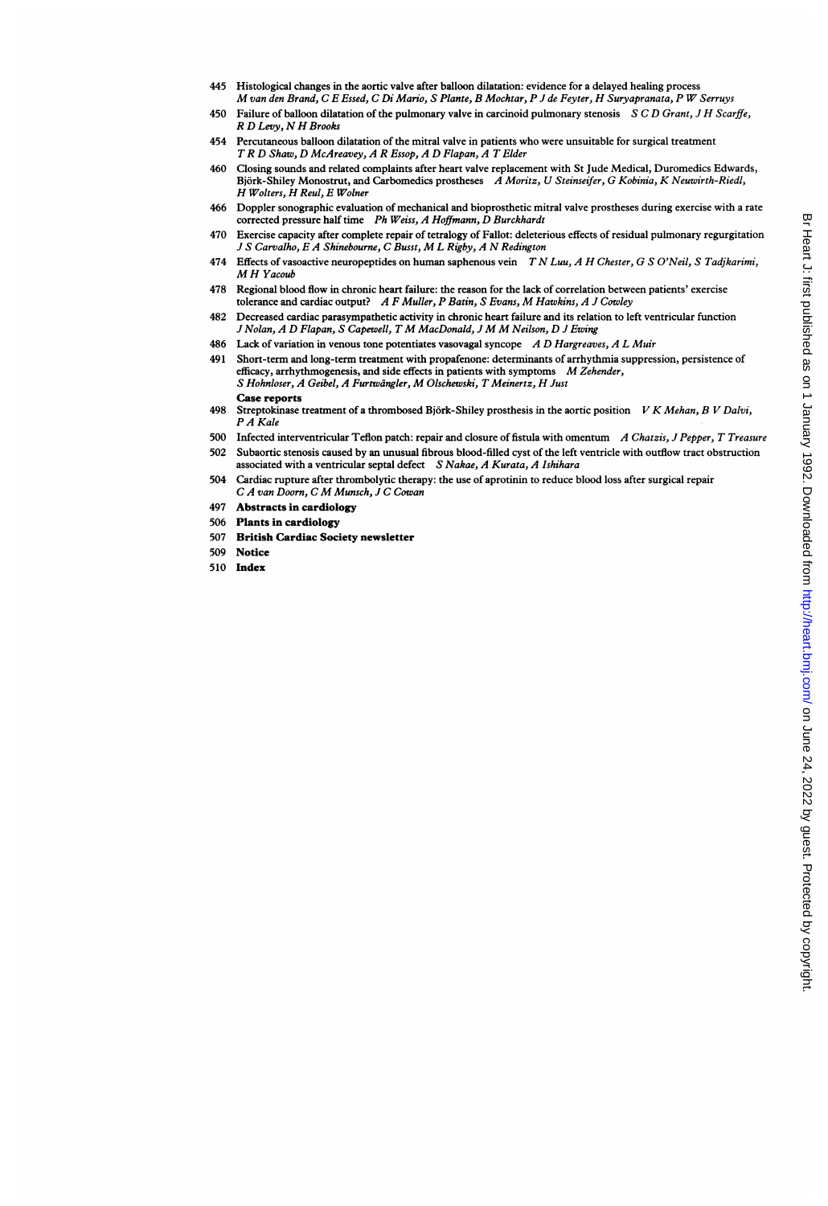445 Histological changes in the aortic valve after balloon dilatation: evidence for a delayed healing process *M van den Brand, C E Essed, C Di Mario, S Plante, B Mochtar, P J de Feyter, H Suryapranata, P W Serruys*

450 Failure of balloon dilatation of the pulmonary valve in carcinoid pulmonary stenosis *S C D Grant, J H Scarffe, R D Levy, N H Brooks*

454 Percutaneous balloon dilatation of the mitral valve in patients who were unsuitable for surgical treatment *T R D Shaw, D McAreavey, A R Essop, A D Flapan, A T Elder*

460 Closing sounds and related complaints after heart valve replacement with St Jude Medical, Duromedics Edwards, Björk-Shiley Monostrut, and Carbomedics prostheses *A Moritz, U Steinseifer, G Kobinia, K Neuwirth-Riedl, H Wolters, H Reul, E Wolner*

466 Doppler sonographic evaluation of mechanical and bioprosthetic mitral valve prostheses during exercise with a rate corrected pressure half time *Ph Weiss, A Hoffmann, D Burckhardt*

470 Exercise capacity after complete repair of tetralogy of Fallot: deleterious effects of residual pulmonary regurgitation *J S Carvalho, E A Shinebourne, C Busst, M L Rigby, A N Redington*

474 Effects of vasoactive neuropeptides on human saphenous vein *T N Luu, A H Chester, G S O'Neil, S Tadjkarimi, M H Yacoub*

478 Regional blood flow in chronic heart failure: the reason for the lack of correlation between patients' exercise tolerance and cardiac output? *A F Muller, P Batin, S Evans, M Hawkins, A J Cowley*

482 Decreased cardiac parasympathetic activity in chronic heart failure and its relation to left ventricular function *J Nolan, A D Flapan, S Capewell, T M MacDonald, J M M Neilson, D J Ewing*

486 Lack of variation in venous tone potentiates vasovagal syncope *A D Hargreaves, A L Muir*

491 Short-term and long-term treatment with propafenone: determinants of arrhythmia suppression, persistence of efficacy, arrhythmogenesis, and side effects in patients with symptoms *M Zehender, S Hohnloser, A Geibel, A Furtwängler, M Olschewski, T Meinertz, H Just*

**Case reports**

498 Streptokinase treatment of a thrombosed Björk-Shiley prosthesis in the aortic position *V K Mehan, B V Dalvi, P A Kale*

500 Infected interventricular Teflon patch: repair and closure of fistula with omentum *A Chatzis, J Pepper, T Treasure*

502 Subaortic stenosis caused by an unusual fibrous blood-filled cyst of the left ventricle with outflow tract obstruction associated with a ventricular septal defect *S Nakae, A Kurata, A Ishihara*

504 Cardiac rupture after thrombolytic therapy: the use of aprotinin to reduce blood loss after surgical repair *C A van Doorn, C M Munsch, J C Cowan*

497 **Abstracts in cardiology**

506 **Plants in cardiology**

507 **British Cardiac Society newsletter**

509 **Notice**

510 **Index**